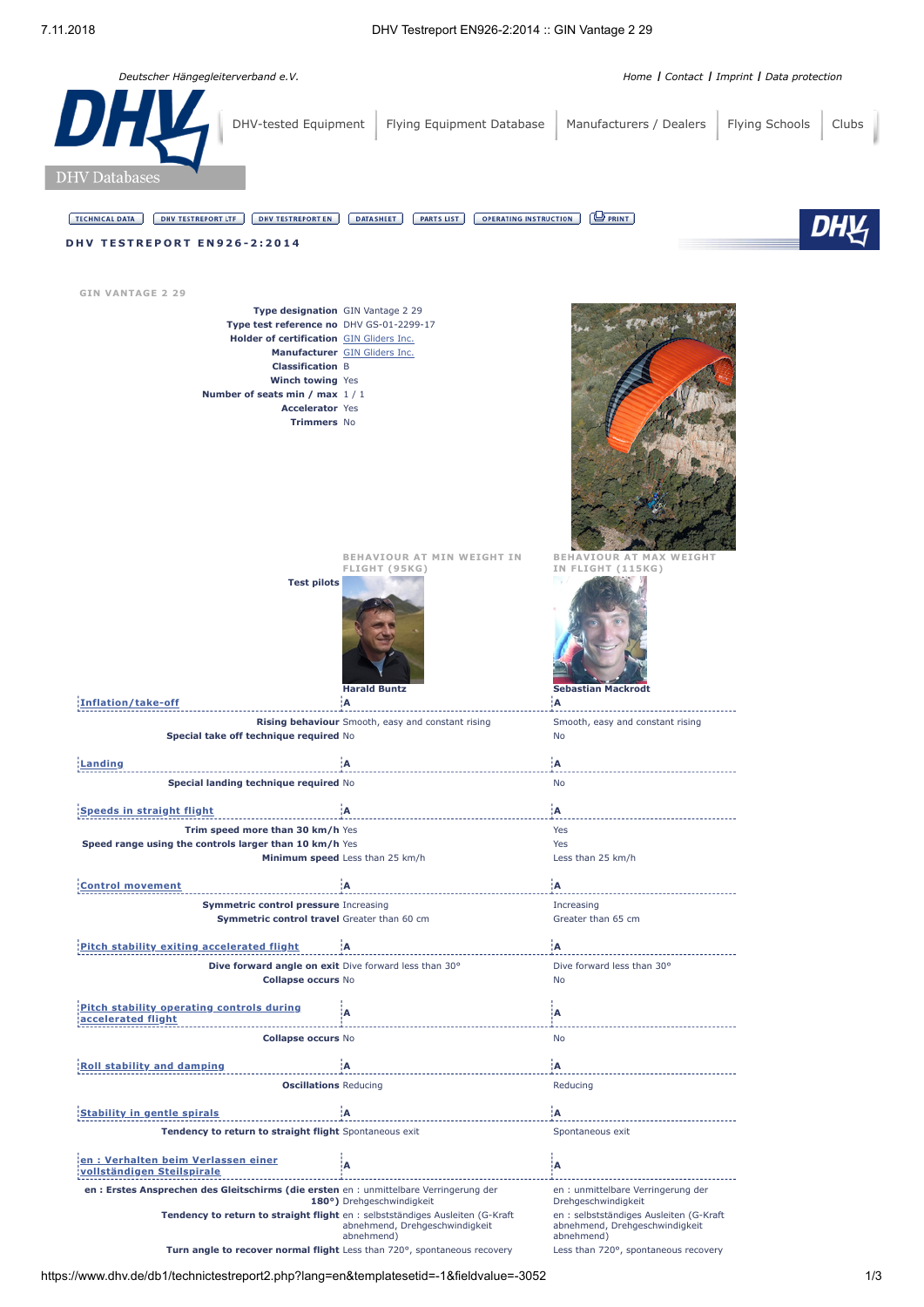Deutscher Hängegleiterverband e.V.

Home | Contact | Imprint | Data protection

DHV-tested Equipment | Flying Equipment Database | Manufacturers / Dealers | Flying Schools | Clubs

DHV Databases

TECHNICAL DATA | DHV TESTREPORT LTF | DHV TESTREPORT EN | DATASHEET | PARTS LIST | OPERATING INSTRUCTION | PRINT

# DHV TESTREPORT EN926-2:2014

## GIN VANTAGE 2 29

| | |
|---|---|
| **Type designation** | GIN Vantage 2 29 |
| **Type test reference no** | DHV GS-01-2299-17 |
| **Holder of certification** | GIN Gliders Inc. |
| **Manufacturer** | GIN Gliders Inc. |
| **Classification** | B |
| **Winch towing** | Yes |
| **Number of seats min / max** | 1 / 1 |
| **Accelerator** | Yes |
| **Trimmers** | No |

| | BEHAVIOUR AT MIN WEIGHT IN FLIGHT (95KG) | BEHAVIOUR AT MAX WEIGHT IN FLIGHT (115KG) |
|---|---|---|
| **Test pilots** | Harald Buntz | Sebastian Mackrodt |
| **Inflation/take-off** | **A** | **A** |
| **Rising behaviour** | Smooth, easy and constant rising | Smooth, easy and constant rising |
| **Special take off technique required** | No | No |
| **Landing** | **A** | **A** |
| **Special landing technique required** | No | No |
| **Speeds in straight flight** | **A** | **A** |
| **Trim speed more than 30 km/h** | Yes | Yes |
| **Speed range using the controls larger than 10 km/h** | Yes | Yes |
| **Minimum speed** | Less than 25 km/h | Less than 25 km/h |
| **Control movement** | **A** | **A** |
| **Symmetric control pressure** | Increasing | Increasing |
| **Symmetric control travel** | Greater than 60 cm | Greater than 65 cm |
| **Pitch stability exiting accelerated flight** | **A** | **A** |
| **Dive forward angle on exit** | Dive forward less than 30° | Dive forward less than 30° |
| **Collapse occurs** | No | No |
| **Pitch stability operating controls during accelerated flight** | **A** | **A** |
| **Collapse occurs** | No | No |
| **Roll stability and damping** | **A** | **A** |
| **Oscillations** | Reducing | Reducing |
| **Stability in gentle spirals** | **A** | **A** |
| **Tendency to return to straight flight** | Spontaneous exit | Spontaneous exit |
| **en : Verhalten beim Verlassen einer vollständigen Steilspirale** | **A** | **A** |
| **en : Erstes Ansprechen des Gleitschirms (die ersten 180°)** | en : unmittelbare Verringerung der Drehgeschwindigkeit | en : unmittelbare Verringerung der Drehgeschwindigkeit |
| **Tendency to return to straight flight** | en : selbstständiges Ausleiten (G-Kraft abnehmend, Drehgeschwindigkeit abnehmend) | en : selbstständiges Ausleiten (G-Kraft abnehmend, Drehgeschwindigkeit abnehmend) |
| **Turn angle to recover normal flight** | Less than 720°, spontaneous recovery | Less than 720°, spontaneous recovery |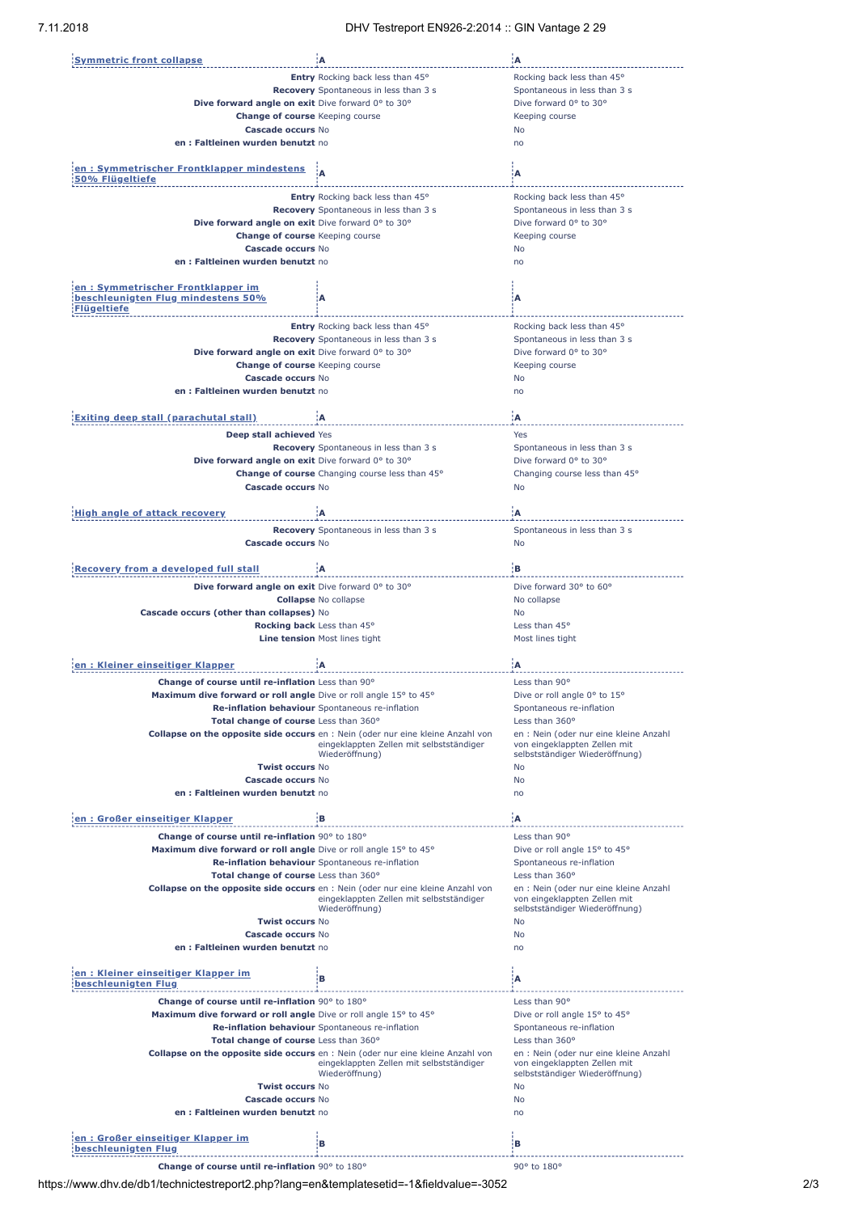| Symmetric front collapse | A | A |
|---|---|---|
| **Entry** | Rocking back less than 45° | Rocking back less than 45° |
| **Recovery** | Spontaneous in less than 3 s | Spontaneous in less than 3 s |
| **Dive forward angle on exit** | Dive forward 0° to 30° | Dive forward 0° to 30° |
| **Change of course** | Keeping course | Keeping course |
| **Cascade occurs** | No | No |
| **en : Faltleinen wurden benutzt** | no | no |

| en : Symmetrischer Frontklapper mindestens 50% Flügeltiefe | A | A |
|---|---|---|
| **Entry** | Rocking back less than 45° | Rocking back less than 45° |
| **Recovery** | Spontaneous in less than 3 s | Spontaneous in less than 3 s |
| **Dive forward angle on exit** | Dive forward 0° to 30° | Dive forward 0° to 30° |
| **Change of course** | Keeping course | Keeping course |
| **Cascade occurs** | No | No |
| **en : Faltleinen wurden benutzt** | no | no |

| en : Symmetrischer Frontklapper im beschleunigten Flug mindestens 50% Flügeltiefe | A | A |
|---|---|---|
| **Entry** | Rocking back less than 45° | Rocking back less than 45° |
| **Recovery** | Spontaneous in less than 3 s | Spontaneous in less than 3 s |
| **Dive forward angle on exit** | Dive forward 0° to 30° | Dive forward 0° to 30° |
| **Change of course** | Keeping course | Keeping course |
| **Cascade occurs** | No | No |
| **en : Faltleinen wurden benutzt** | no | no |

| Exiting deep stall (parachutal stall) | A | A |
|---|---|---|
| **Deep stall achieved** | Yes | Yes |
| **Recovery** | Spontaneous in less than 3 s | Spontaneous in less than 3 s |
| **Dive forward angle on exit** | Dive forward 0° to 30° | Dive forward 0° to 30° |
| **Change of course** | Changing course less than 45° | Changing course less than 45° |
| **Cascade occurs** | No | No |

| High angle of attack recovery | A | A |
|---|---|---|
| **Recovery** | Spontaneous in less than 3 s | Spontaneous in less than 3 s |
| **Cascade occurs** | No | No |

| Recovery from a developed full stall | A | B |
|---|---|---|
| **Dive forward angle on exit** | Dive forward 0° to 30° | Dive forward 30° to 60° |
| **Collapse** | No collapse | No collapse |
| **Cascade occurs (other than collapses)** | No | No |
| **Rocking back** | Less than 45° | Less than 45° |
| **Line tension** | Most lines tight | Most lines tight |

| en : Kleiner einseitiger Klapper | A | A |
|---|---|---|
| **Change of course until re-inflation** | Less than 90° | Less than 90° |
| **Maximum dive forward or roll angle** | Dive or roll angle 15° to 45° | Dive or roll angle 0° to 15° |
| **Re-inflation behaviour** | Spontaneous re-inflation | Spontaneous re-inflation |
| **Total change of course** | Less than 360° | Less than 360° |
| **Collapse on the opposite side occurs** | en : Nein (oder nur eine kleine Anzahl von eingeklappten Zellen mit selbstständiger Wiederöffnung) | en : Nein (oder nur eine kleine Anzahl von eingeklappten Zellen mit selbstständiger Wiederöffnung) |
| **Twist occurs** | No | No |
| **Cascade occurs** | No | No |
| **en : Faltleinen wurden benutzt** | no | no |

| en : Großer einseitiger Klapper | B | A |
|---|---|---|
| **Change of course until re-inflation** | 90° to 180° | Less than 90° |
| **Maximum dive forward or roll angle** | Dive or roll angle 15° to 45° | Dive or roll angle 15° to 45° |
| **Re-inflation behaviour** | Spontaneous re-inflation | Spontaneous re-inflation |
| **Total change of course** | Less than 360° | Less than 360° |
| **Collapse on the opposite side occurs** | en : Nein (oder nur eine kleine Anzahl von eingeklappten Zellen mit selbstständiger Wiederöffnung) | en : Nein (oder nur eine kleine Anzahl von eingeklappten Zellen mit selbstständiger Wiederöffnung) |
| **Twist occurs** | No | No |
| **Cascade occurs** | No | No |
| **en : Faltleinen wurden benutzt** | no | no |

| en : Kleiner einseitiger Klapper im beschleunigten Flug | B | A |
|---|---|---|
| **Change of course until re-inflation** | 90° to 180° | Less than 90° |
| **Maximum dive forward or roll angle** | Dive or roll angle 15° to 45° | Dive or roll angle 15° to 45° |
| **Re-inflation behaviour** | Spontaneous re-inflation | Spontaneous re-inflation |
| **Total change of course** | Less than 360° | Less than 360° |
| **Collapse on the opposite side occurs** | en : Nein (oder nur eine kleine Anzahl von eingeklappten Zellen mit selbstständiger Wiederöffnung) | en : Nein (oder nur eine kleine Anzahl von eingeklappten Zellen mit selbstständiger Wiederöffnung) |
| **Twist occurs** | No | No |
| **Cascade occurs** | No | No |
| **en : Faltleinen wurden benutzt** | no | no |

| en : Großer einseitiger Klapper im beschleunigten Flug | B | B |
|---|---|---|
| **Change of course until re-inflation** | 90° to 180° | 90° to 180° |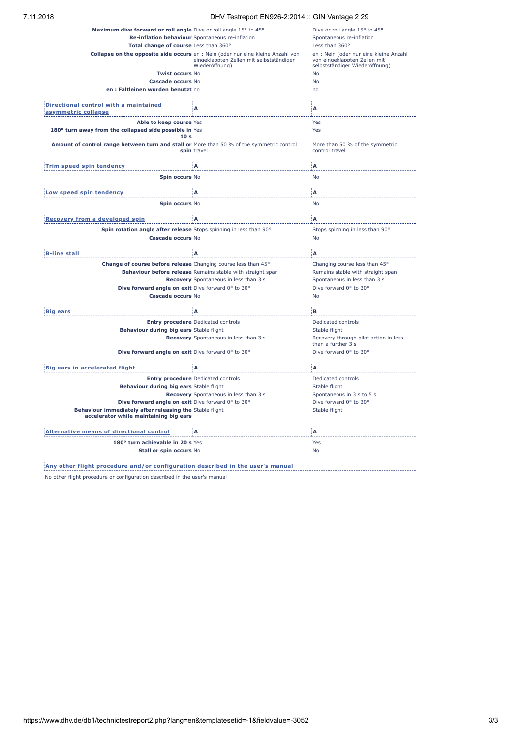| | | |
|---|---|---|
| **Maximum dive forward or roll angle** | Dive or roll angle 15° to 45° | Dive or roll angle 15° to 45° |
| **Re-inflation behaviour** | Spontaneous re-inflation | Spontaneous re-inflation |
| **Total change of course** | Less than 360° | Less than 360° |
| **Collapse on the opposite side occurs** | en : Nein (oder nur eine kleine Anzahl von eingeklappten Zellen mit selbstständiger Wiederöffnung) | en : Nein (oder nur eine kleine Anzahl von eingeklappten Zellen mit selbstständiger Wiederöffnung) |
| **Twist occurs** | No | No |
| **Cascade occurs** | No | No |
| **en : Faltleinen wurden benutzt** | no | no |

| Directional control with a maintained asymmetric collapse | A | A |
|---|---|---|
| **Able to keep course** | Yes | Yes |
| **180° turn away from the collapsed side possible in 10 s** | Yes | Yes |
| **Amount of control range between turn and stall or spin** | More than 50 % of the symmetric control travel | More than 50 % of the symmetric control travel |

| Trim speed spin tendency | A | A |
|---|---|---|
| **Spin occurs** | No | No |

| Low speed spin tendency | A | A |
|---|---|---|
| **Spin occurs** | No | No |

| Recovery from a developed spin | A | A |
|---|---|---|
| **Spin rotation angle after release** | Stops spinning in less than 90° | Stops spinning in less than 90° |
| **Cascade occurs** | No | No |

| B-line stall | A | A |
|---|---|---|
| **Change of course before release** | Changing course less than 45° | Changing course less than 45° |
| **Behaviour before release** | Remains stable with straight span | Remains stable with straight span |
| **Recovery** | Spontaneous in less than 3 s | Spontaneous in less than 3 s |
| **Dive forward angle on exit** | Dive forward 0° to 30° | Dive forward 0° to 30° |
| **Cascade occurs** | No | No |

| Big ears | A | B |
|---|---|---|
| **Entry procedure** | Dedicated controls | Dedicated controls |
| **Behaviour during big ears** | Stable flight | Stable flight |
| **Recovery** | Spontaneous in less than 3 s | Recovery through pilot action in less than a further 3 s |
| **Dive forward angle on exit** | Dive forward 0° to 30° | Dive forward 0° to 30° |

| Big ears in accelerated flight | A | A |
|---|---|---|
| **Entry procedure** | Dedicated controls | Dedicated controls |
| **Behaviour during big ears** | Stable flight | Stable flight |
| **Recovery** | Spontaneous in less than 3 s | Spontaneous in 3 s to 5 s |
| **Dive forward angle on exit** | Dive forward 0° to 30° | Dive forward 0° to 30° |
| **Behaviour immediately after releasing the accelerator while maintaining big ears** | Stable flight | Stable flight |

| Alternative means of directional control | A | A |
|---|---|---|
| **180° turn achievable in 20 s** | Yes | Yes |
| **Stall or spin occurs** | No | No |

**Any other flight procedure and/or configuration described in the user's manual**

No other flight procedure or configuration described in the user's manual